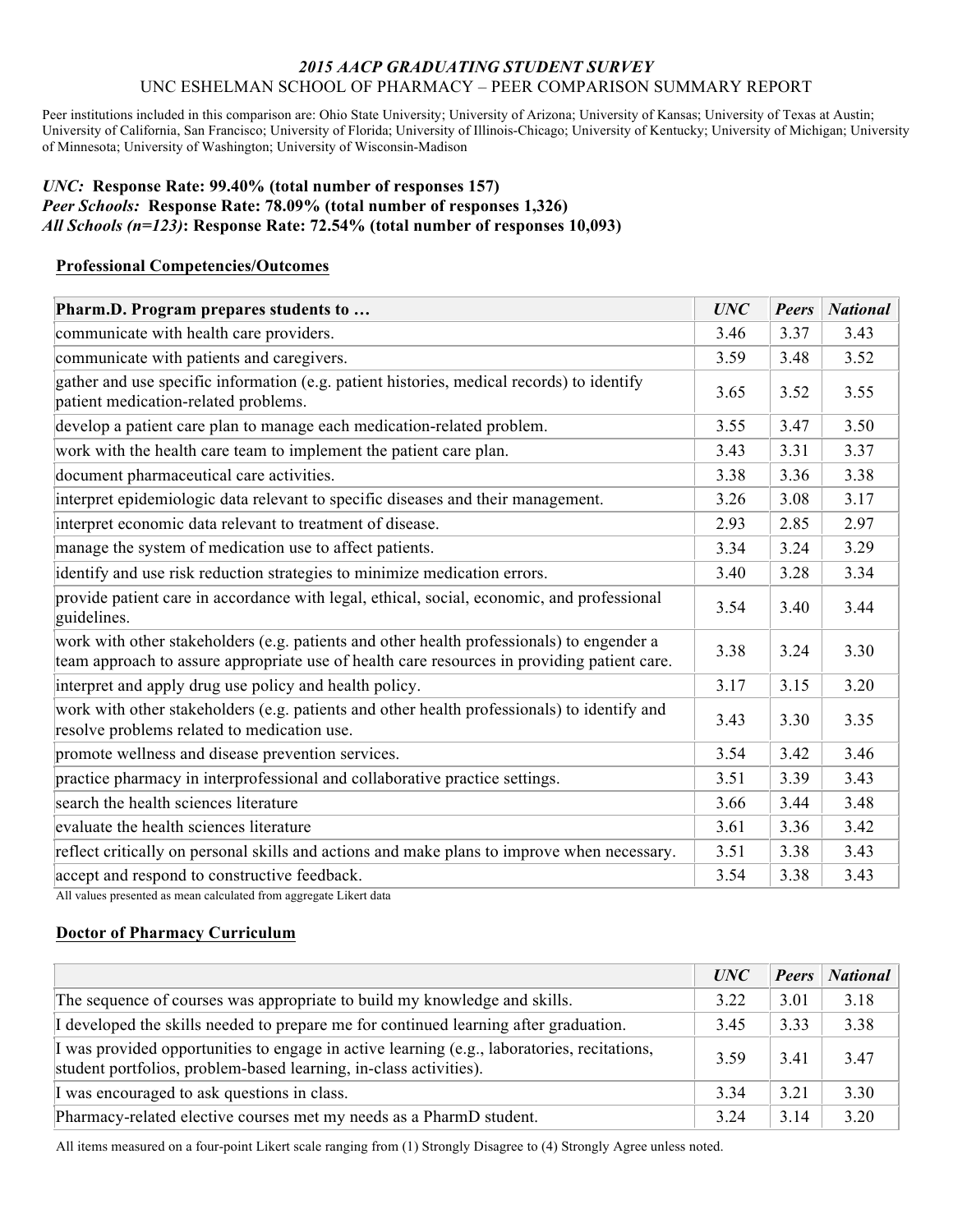## *2015 AACP GRADUATING STUDENT SURVEY*

## UNC ESHELMAN SCHOOL OF PHARMACY – PEER COMPARISON SUMMARY REPORT

Peer institutions included in this comparison are: Ohio State University; University of Arizona; University of Kansas; University of Texas at Austin; University of California, San Francisco; University of Florida; University of Illinois-Chicago; University of Kentucky; University of Michigan; University of Minnesota; University of Washington; University of Wisconsin-Madison

***UNC:* Response Rate: 99.40% (total number of responses 157)**
***Peer Schools:* Response Rate: 78.09% (total number of responses 1,326)**
***All Schools (n=123)*: Response Rate: 72.54% (total number of responses 10,093)**

### Professional Competencies/Outcomes

| **Pharm.D. Program prepares students to …** | ***UNC*** | ***Peers*** | ***National*** |
|---|---|---|---|
| communicate with health care providers. | 3.46 | 3.37 | 3.43 |
| communicate with patients and caregivers. | 3.59 | 3.48 | 3.52 |
| gather and use specific information (e.g. patient histories, medical records) to identify patient medication-related problems. | 3.65 | 3.52 | 3.55 |
| develop a patient care plan to manage each medication-related problem. | 3.55 | 3.47 | 3.50 |
| work with the health care team to implement the patient care plan. | 3.43 | 3.31 | 3.37 |
| document pharmaceutical care activities. | 3.38 | 3.36 | 3.38 |
| interpret epidemiologic data relevant to specific diseases and their management. | 3.26 | 3.08 | 3.17 |
| interpret economic data relevant to treatment of disease. | 2.93 | 2.85 | 2.97 |
| manage the system of medication use to affect patients. | 3.34 | 3.24 | 3.29 |
| identify and use risk reduction strategies to minimize medication errors. | 3.40 | 3.28 | 3.34 |
| provide patient care in accordance with legal, ethical, social, economic, and professional guidelines. | 3.54 | 3.40 | 3.44 |
| work with other stakeholders (e.g. patients and other health professionals) to engender a team approach to assure appropriate use of health care resources in providing patient care. | 3.38 | 3.24 | 3.30 |
| interpret and apply drug use policy and health policy. | 3.17 | 3.15 | 3.20 |
| work with other stakeholders (e.g. patients and other health professionals) to identify and resolve problems related to medication use. | 3.43 | 3.30 | 3.35 |
| promote wellness and disease prevention services. | 3.54 | 3.42 | 3.46 |
| practice pharmacy in interprofessional and collaborative practice settings. | 3.51 | 3.39 | 3.43 |
| search the health sciences literature | 3.66 | 3.44 | 3.48 |
| evaluate the health sciences literature | 3.61 | 3.36 | 3.42 |
| reflect critically on personal skills and actions and make plans to improve when necessary. | 3.51 | 3.38 | 3.43 |
| accept and respond to constructive feedback. | 3.54 | 3.38 | 3.43 |

All values presented as mean calculated from aggregate Likert data

### Doctor of Pharmacy Curriculum

| | ***UNC*** | ***Peers*** | ***National*** |
|---|---|---|---|
| The sequence of courses was appropriate to build my knowledge and skills. | 3.22 | 3.01 | 3.18 |
| I developed the skills needed to prepare me for continued learning after graduation. | 3.45 | 3.33 | 3.38 |
| I was provided opportunities to engage in active learning (e.g., laboratories, recitations, student portfolios, problem-based learning, in-class activities). | 3.59 | 3.41 | 3.47 |
| I was encouraged to ask questions in class. | 3.34 | 3.21 | 3.30 |
| Pharmacy-related elective courses met my needs as a PharmD student. | 3.24 | 3.14 | 3.20 |

All items measured on a four-point Likert scale ranging from (1) Strongly Disagree to (4) Strongly Agree unless noted.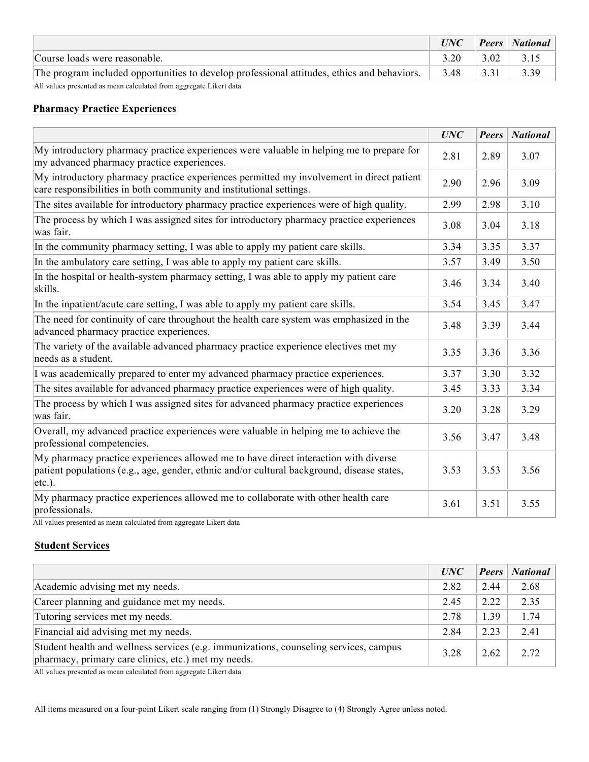| | *UNC* | *Peers* | *National* |
|---|---|---|---|
| Course loads were reasonable. | 3.20 | 3.02 | 3.15 |
| The program included opportunities to develop professional attitudes, ethics and behaviors. | 3.48 | 3.31 | 3.39 |

All values presented as mean calculated from aggregate Likert data

## Pharmacy Practice Experiences

| | *UNC* | *Peers* | *National* |
|---|---|---|---|
| My introductory pharmacy practice experiences were valuable in helping me to prepare for my advanced pharmacy practice experiences. | 2.81 | 2.89 | 3.07 |
| My introductory pharmacy practice experiences permitted my involvement in direct patient care responsibilities in both community and institutional settings. | 2.90 | 2.96 | 3.09 |
| The sites available for introductory pharmacy practice experiences were of high quality. | 2.99 | 2.98 | 3.10 |
| The process by which I was assigned sites for introductory pharmacy practice experiences was fair. | 3.08 | 3.04 | 3.18 |
| In the community pharmacy setting, I was able to apply my patient care skills. | 3.34 | 3.35 | 3.37 |
| In the ambulatory care setting, I was able to apply my patient care skills. | 3.57 | 3.49 | 3.50 |
| In the hospital or health-system pharmacy setting, I was able to apply my patient care skills. | 3.46 | 3.34 | 3.40 |
| In the inpatient/acute care setting, I was able to apply my patient care skills. | 3.54 | 3.45 | 3.47 |
| The need for continuity of care throughout the health care system was emphasized in the advanced pharmacy practice experiences. | 3.48 | 3.39 | 3.44 |
| The variety of the available advanced pharmacy practice experience electives met my needs as a student. | 3.35 | 3.36 | 3.36 |
| I was academically prepared to enter my advanced pharmacy practice experiences. | 3.37 | 3.30 | 3.32 |
| The sites available for advanced pharmacy practice experiences were of high quality. | 3.45 | 3.33 | 3.34 |
| The process by which I was assigned sites for advanced pharmacy practice experiences was fair. | 3.20 | 3.28 | 3.29 |
| Overall, my advanced practice experiences were valuable in helping me to achieve the professional competencies. | 3.56 | 3.47 | 3.48 |
| My pharmacy practice experiences allowed me to have direct interaction with diverse patient populations (e.g., age, gender, ethnic and/or cultural background, disease states, etc.). | 3.53 | 3.53 | 3.56 |
| My pharmacy practice experiences allowed me to collaborate with other health care professionals. | 3.61 | 3.51 | 3.55 |

All values presented as mean calculated from aggregate Likert data

## Student Services

| | *UNC* | *Peers* | *National* |
|---|---|---|---|
| Academic advising met my needs. | 2.82 | 2.44 | 2.68 |
| Career planning and guidance met my needs. | 2.45 | 2.22 | 2.35 |
| Tutoring services met my needs. | 2.78 | 1.39 | 1.74 |
| Financial aid advising met my needs. | 2.84 | 2.23 | 2.41 |
| Student health and wellness services (e.g. immunizations, counseling services, campus pharmacy, primary care clinics, etc.) met my needs. | 3.28 | 2.62 | 2.72 |

All values presented as mean calculated from aggregate Likert data

All items measured on a four-point Likert scale ranging from (1) Strongly Disagree to (4) Strongly Agree unless noted.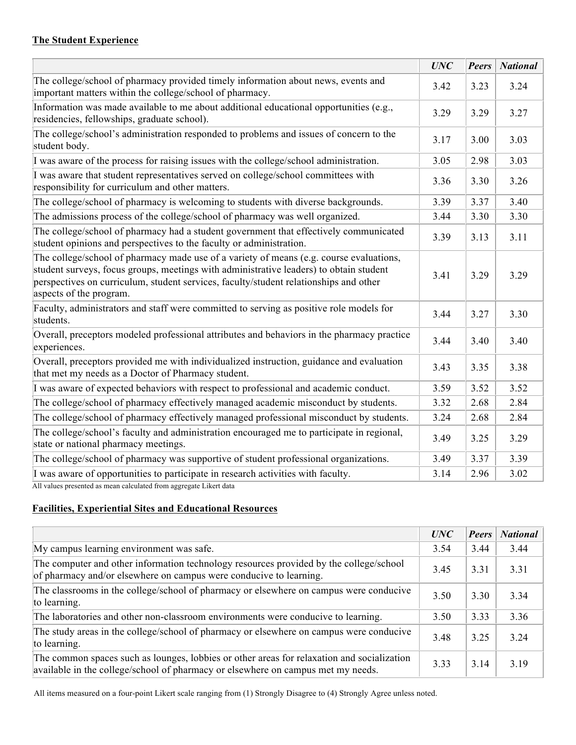**The Student Experience**

| | *UNC* | *Peers* | *National* |
|---|---|---|---|
| The college/school of pharmacy provided timely information about news, events and important matters within the college/school of pharmacy. | 3.42 | 3.23 | 3.24 |
| Information was made available to me about additional educational opportunities (e.g., residencies, fellowships, graduate school). | 3.29 | 3.29 | 3.27 |
| The college/school's administration responded to problems and issues of concern to the student body. | 3.17 | 3.00 | 3.03 |
| I was aware of the process for raising issues with the college/school administration. | 3.05 | 2.98 | 3.03 |
| I was aware that student representatives served on college/school committees with responsibility for curriculum and other matters. | 3.36 | 3.30 | 3.26 |
| The college/school of pharmacy is welcoming to students with diverse backgrounds. | 3.39 | 3.37 | 3.40 |
| The admissions process of the college/school of pharmacy was well organized. | 3.44 | 3.30 | 3.30 |
| The college/school of pharmacy had a student government that effectively communicated student opinions and perspectives to the faculty or administration. | 3.39 | 3.13 | 3.11 |
| The college/school of pharmacy made use of a variety of means (e.g. course evaluations, student surveys, focus groups, meetings with administrative leaders) to obtain student perspectives on curriculum, student services, faculty/student relationships and other aspects of the program. | 3.41 | 3.29 | 3.29 |
| Faculty, administrators and staff were committed to serving as positive role models for students. | 3.44 | 3.27 | 3.30 |
| Overall, preceptors modeled professional attributes and behaviors in the pharmacy practice experiences. | 3.44 | 3.40 | 3.40 |
| Overall, preceptors provided me with individualized instruction, guidance and evaluation that met my needs as a Doctor of Pharmacy student. | 3.43 | 3.35 | 3.38 |
| I was aware of expected behaviors with respect to professional and academic conduct. | 3.59 | 3.52 | 3.52 |
| The college/school of pharmacy effectively managed academic misconduct by students. | 3.32 | 2.68 | 2.84 |
| The college/school of pharmacy effectively managed professional misconduct by students. | 3.24 | 2.68 | 2.84 |
| The college/school's faculty and administration encouraged me to participate in regional, state or national pharmacy meetings. | 3.49 | 3.25 | 3.29 |
| The college/school of pharmacy was supportive of student professional organizations. | 3.49 | 3.37 | 3.39 |
| I was aware of opportunities to participate in research activities with faculty. | 3.14 | 2.96 | 3.02 |

All values presented as mean calculated from aggregate Likert data

**Facilities, Experiential Sites and Educational Resources**

| | *UNC* | *Peers* | *National* |
|---|---|---|---|
| My campus learning environment was safe. | 3.54 | 3.44 | 3.44 |
| The computer and other information technology resources provided by the college/school of pharmacy and/or elsewhere on campus were conducive to learning. | 3.45 | 3.31 | 3.31 |
| The classrooms in the college/school of pharmacy or elsewhere on campus were conducive to learning. | 3.50 | 3.30 | 3.34 |
| The laboratories and other non-classroom environments were conducive to learning. | 3.50 | 3.33 | 3.36 |
| The study areas in the college/school of pharmacy or elsewhere on campus were conducive to learning. | 3.48 | 3.25 | 3.24 |
| The common spaces such as lounges, lobbies or other areas for relaxation and socialization available in the college/school of pharmacy or elsewhere on campus met my needs. | 3.33 | 3.14 | 3.19 |

All items measured on a four-point Likert scale ranging from (1) Strongly Disagree to (4) Strongly Agree unless noted.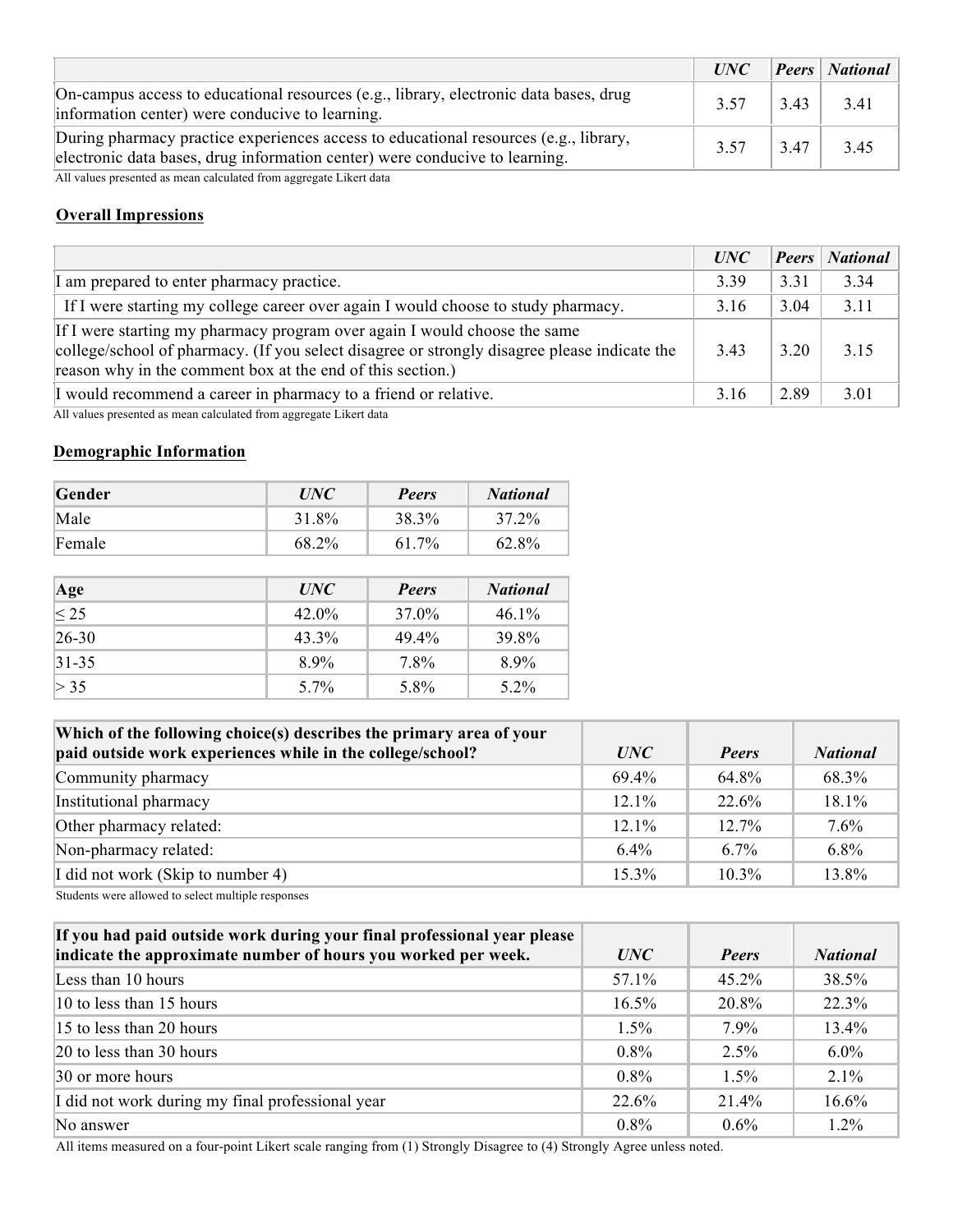| | *UNC* | *Peers* | *National* |
|---|---|---|---|
| On-campus access to educational resources (e.g., library, electronic data bases, drug information center) were conducive to learning. | 3.57 | 3.43 | 3.41 |
| During pharmacy practice experiences access to educational resources (e.g., library, electronic data bases, drug information center) were conducive to learning. | 3.57 | 3.47 | 3.45 |

All values presented as mean calculated from aggregate Likert data

**Overall Impressions**

| | *UNC* | *Peers* | *National* |
|---|---|---|---|
| I am prepared to enter pharmacy practice. | 3.39 | 3.31 | 3.34 |
| If I were starting my college career over again I would choose to study pharmacy. | 3.16 | 3.04 | 3.11 |
| If I were starting my pharmacy program over again I would choose the same college/school of pharmacy. (If you select disagree or strongly disagree please indicate the reason why in the comment box at the end of this section.) | 3.43 | 3.20 | 3.15 |
| I would recommend a career in pharmacy to a friend or relative. | 3.16 | 2.89 | 3.01 |

All values presented as mean calculated from aggregate Likert data

**Demographic Information**

| **Gender** | *UNC* | *Peers* | *National* |
|---|---|---|---|
| Male | 31.8% | 38.3% | 37.2% |
| Female | 68.2% | 61.7% | 62.8% |

| **Age** | *UNC* | *Peers* | *National* |
|---|---|---|---|
| ≤ 25 | 42.0% | 37.0% | 46.1% |
| 26-30 | 43.3% | 49.4% | 39.8% |
| 31-35 | 8.9% | 7.8% | 8.9% |
| > 35 | 5.7% | 5.8% | 5.2% |

| **Which of the following choice(s) describes the primary area of your paid outside work experiences while in the college/school?** | *UNC* | *Peers* | *National* |
|---|---|---|---|
| Community pharmacy | 69.4% | 64.8% | 68.3% |
| Institutional pharmacy | 12.1% | 22.6% | 18.1% |
| Other pharmacy related: | 12.1% | 12.7% | 7.6% |
| Non-pharmacy related: | 6.4% | 6.7% | 6.8% |
| I did not work (Skip to number 4) | 15.3% | 10.3% | 13.8% |

Students were allowed to select multiple responses

| **If you had paid outside work during your final professional year please indicate the approximate number of hours you worked per week.** | *UNC* | *Peers* | *National* |
|---|---|---|---|
| Less than 10 hours | 57.1% | 45.2% | 38.5% |
| 10 to less than 15 hours | 16.5% | 20.8% | 22.3% |
| 15 to less than 20 hours | 1.5% | 7.9% | 13.4% |
| 20 to less than 30 hours | 0.8% | 2.5% | 6.0% |
| 30 or more hours | 0.8% | 1.5% | 2.1% |
| I did not work during my final professional year | 22.6% | 21.4% | 16.6% |
| No answer | 0.8% | 0.6% | 1.2% |

All items measured on a four-point Likert scale ranging from (1) Strongly Disagree to (4) Strongly Agree unless noted.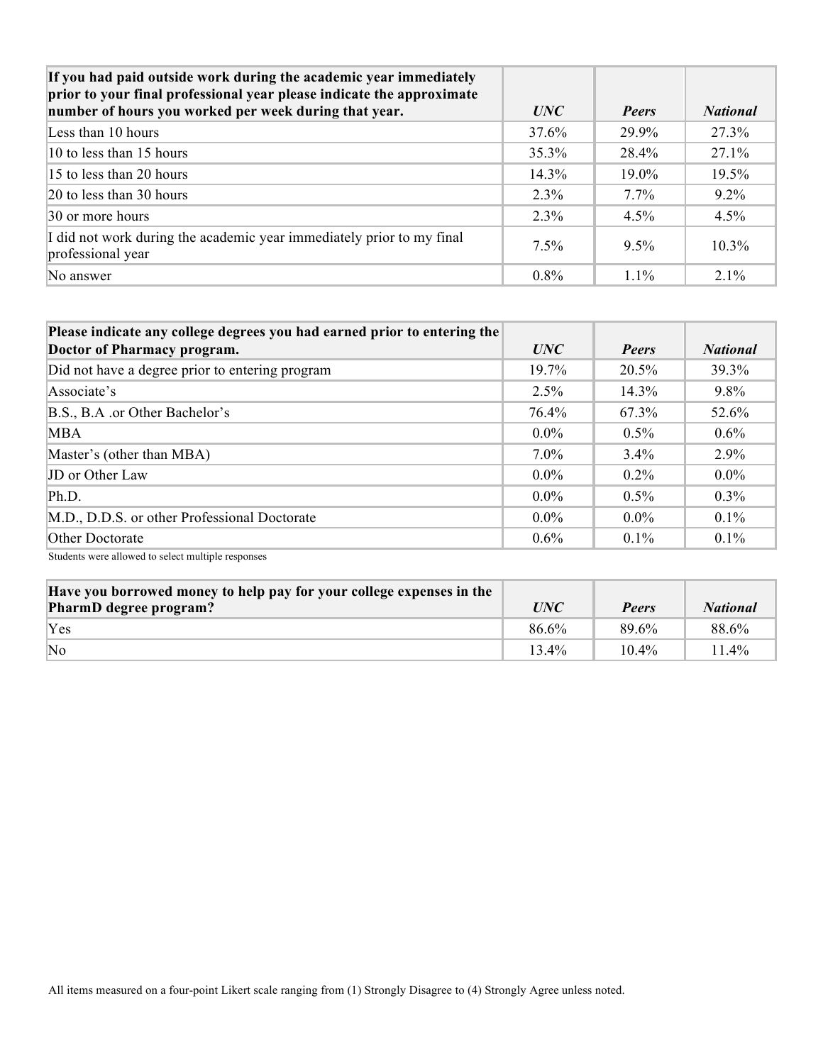| **If you had paid outside work during the academic year immediately prior to your final professional year please indicate the approximate number of hours you worked per week during that year.** | ***UNC*** | ***Peers*** | ***National*** |
|---|---|---|---|
| Less than 10 hours | 37.6% | 29.9% | 27.3% |
| 10 to less than 15 hours | 35.3% | 28.4% | 27.1% |
| 15 to less than 20 hours | 14.3% | 19.0% | 19.5% |
| 20 to less than 30 hours | 2.3% | 7.7% | 9.2% |
| 30 or more hours | 2.3% | 4.5% | 4.5% |
| I did not work during the academic year immediately prior to my final professional year | 7.5% | 9.5% | 10.3% |
| No answer | 0.8% | 1.1% | 2.1% |

| **Please indicate any college degrees you had earned prior to entering the Doctor of Pharmacy program.** | ***UNC*** | ***Peers*** | ***National*** |
|---|---|---|---|
| Did not have a degree prior to entering program | 19.7% | 20.5% | 39.3% |
| Associate's | 2.5% | 14.3% | 9.8% |
| B.S., B.A .or Other Bachelor's | 76.4% | 67.3% | 52.6% |
| MBA | 0.0% | 0.5% | 0.6% |
| Master's (other than MBA) | 7.0% | 3.4% | 2.9% |
| JD or Other Law | 0.0% | 0.2% | 0.0% |
| Ph.D. | 0.0% | 0.5% | 0.3% |
| M.D., D.D.S. or other Professional Doctorate | 0.0% | 0.0% | 0.1% |
| Other Doctorate | 0.6% | 0.1% | 0.1% |

Students were allowed to select multiple responses

| **Have you borrowed money to help pay for your college expenses in the PharmD degree program?** | ***UNC*** | ***Peers*** | ***National*** |
|---|---|---|---|
| Yes | 86.6% | 89.6% | 88.6% |
| No | 13.4% | 10.4% | 11.4% |

All items measured on a four-point Likert scale ranging from (1) Strongly Disagree to (4) Strongly Agree unless noted.